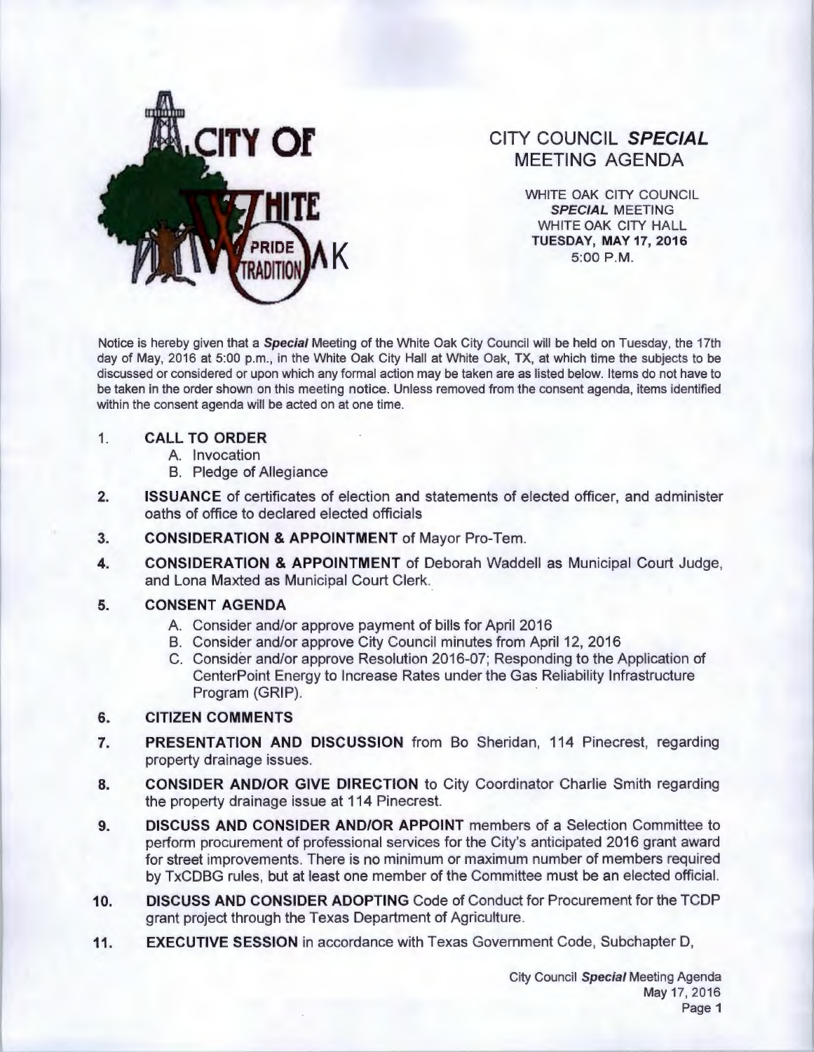CITY OF WHITE OAK

PRIDE TRADITION

# CITY COUNCIL *SPECIAL* MEETING AGENDA

WHITE OAK CITY COUNCIL
*SPECIAL* MEETING
WHITE OAK CITY HALL
**TUESDAY, MAY 17, 2016**
5:00 P.M.

Notice is hereby given that a ***Special*** Meeting of the White Oak City Council will be held on Tuesday, the 17th day of May, 2016 at 5:00 p.m., in the White Oak City Hall at White Oak, TX, at which time the subjects to be discussed or considered or upon which any formal action may be taken are as listed below. Items do not have to be taken in the order shown on this meeting notice. Unless removed from the consent agenda, items identified within the consent agenda will be acted on at one time.

1. **CALL TO ORDER**
   - A. Invocation
   - B. Pledge of Allegiance
2. **ISSUANCE** of certificates of election and statements of elected officer, and administer oaths of office to declared elected officials
3. **CONSIDERATION & APPOINTMENT** of Mayor Pro-Tem.
4. **CONSIDERATION & APPOINTMENT** of Deborah Waddell as Municipal Court Judge, and Lona Maxted as Municipal Court Clerk.
5. **CONSENT AGENDA**
   - A. Consider and/or approve payment of bills for April 2016
   - B. Consider and/or approve City Council minutes from April 12, 2016
   - C. Consider and/or approve Resolution 2016-07; Responding to the Application of CenterPoint Energy to Increase Rates under the Gas Reliability Infrastructure Program (GRIP).
6. **CITIZEN COMMENTS**
7. **PRESENTATION AND DISCUSSION** from Bo Sheridan, 114 Pinecrest, regarding property drainage issues.
8. **CONSIDER AND/OR GIVE DIRECTION** to City Coordinator Charlie Smith regarding the property drainage issue at 114 Pinecrest.
9. **DISCUSS AND CONSIDER AND/OR APPOINT** members of a Selection Committee to perform procurement of professional services for the City's anticipated 2016 grant award for street improvements. There is no minimum or maximum number of members required by TxCDBG rules, but at least one member of the Committee must be an elected official.
10. **DISCUSS AND CONSIDER ADOPTING** Code of Conduct for Procurement for the TCDP grant project through the Texas Department of Agriculture.
11. **EXECUTIVE SESSION** in accordance with Texas Government Code, Subchapter D,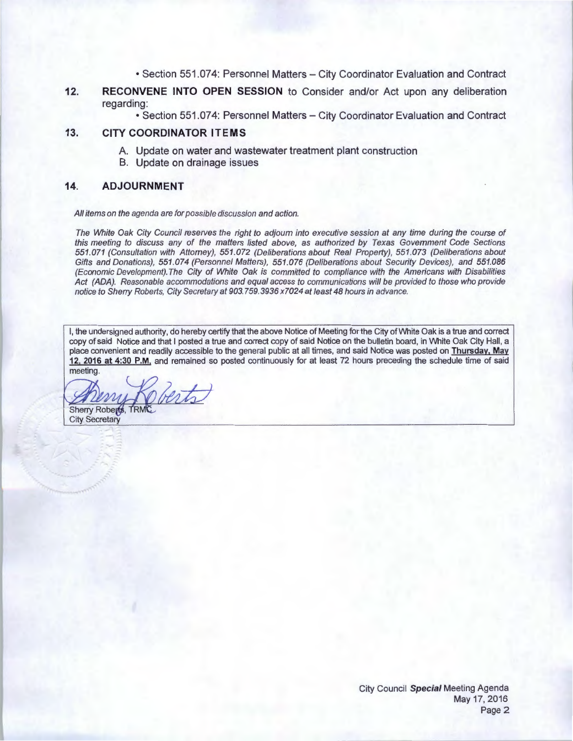• Section 551.074: Personnel Matters – City Coordinator Evaluation and Contract

**12. RECONVENE INTO OPEN SESSION** to Consider and/or Act upon any deliberation regarding:

• Section 551.074: Personnel Matters – City Coordinator Evaluation and Contract

**13. CITY COORDINATOR ITEMS**

A. Update on water and wastewater treatment plant construction
B. Update on drainage issues

**14. ADJOURNMENT**

*All items on the agenda are for possible discussion and action.*

*The White Oak City Council reserves the right to adjourn into executive session at any time during the course of this meeting to discuss any of the matters listed above, as authorized by Texas Government Code Sections 551.071 (Consultation with Attorney), 551.072 (Deliberations about Real Property), 551.073 (Deliberations about Gifts and Donations), 551.074 (Personnel Matters), 551.076 (Deliberations about Security Devices), and 551.086 (Economic Development).The City of White Oak is committed to compliance with the Americans with Disabilities Act (ADA). Reasonable accommodations and equal access to communications will be provided to those who provide notice to Sherry Roberts, City Secretary at 903.759.3936 x7024 at least 48 hours in advance.*

I, the undersigned authority, do hereby certify that the above Notice of Meeting for the City of White Oak is a true and correct copy of said Notice and that I posted a true and correct copy of said Notice on the bulletin board, in White Oak City Hall, a place convenient and readily accessible to the general public at all times, and said Notice was posted on **Thursday, May 12, 2016 at 4:30 P.M.** and remained so posted continuously for at least 72 hours preceding the schedule time of said meeting.

Sherry Roberts, TRMC
City Secretary

City Council ***Special*** Meeting Agenda
May 17, 2016